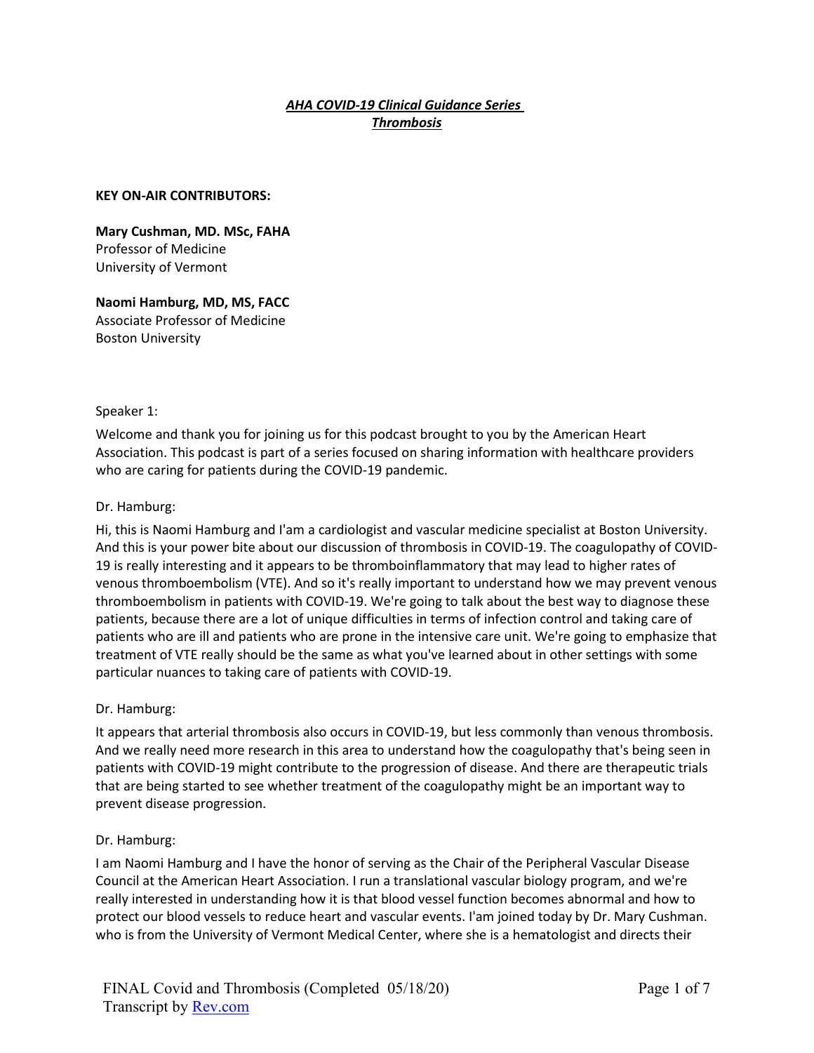***AHA COVID-19 Clinical Guidance Series***
***Thrombosis***

**KEY ON-AIR CONTRIBUTORS:**

**Mary Cushman, MD. MSc, FAHA**
Professor of Medicine
University of Vermont

**Naomi Hamburg, MD, MS, FACC**
Associate Professor of Medicine
Boston University

Speaker 1:

Welcome and thank you for joining us for this podcast brought to you by the American Heart Association. This podcast is part of a series focused on sharing information with healthcare providers who are caring for patients during the COVID-19 pandemic.

Dr. Hamburg:

Hi, this is Naomi Hamburg and I'am a cardiologist and vascular medicine specialist at Boston University. And this is your power bite about our discussion of thrombosis in COVID-19. The coagulopathy of COVID-19 is really interesting and it appears to be thromboinflammatory that may lead to higher rates of venous thromboembolism (VTE). And so it's really important to understand how we may prevent venous thromboembolism in patients with COVID-19. We're going to talk about the best way to diagnose these patients, because there are a lot of unique difficulties in terms of infection control and taking care of patients who are ill and patients who are prone in the intensive care unit. We're going to emphasize that treatment of VTE really should be the same as what you've learned about in other settings with some particular nuances to taking care of patients with COVID-19.

Dr. Hamburg:

It appears that arterial thrombosis also occurs in COVID-19, but less commonly than venous thrombosis. And we really need more research in this area to understand how the coagulopathy that's being seen in patients with COVID-19 might contribute to the progression of disease. And there are therapeutic trials that are being started to see whether treatment of the coagulopathy might be an important way to prevent disease progression.

Dr. Hamburg:

I am Naomi Hamburg and I have the honor of serving as the Chair of the Peripheral Vascular Disease Council at the American Heart Association. I run a translational vascular biology program, and we're really interested in understanding how it is that blood vessel function becomes abnormal and how to protect our blood vessels to reduce heart and vascular events. I'am joined today by Dr. Mary Cushman. who is from the University of Vermont Medical Center, where she is a hematologist and directs their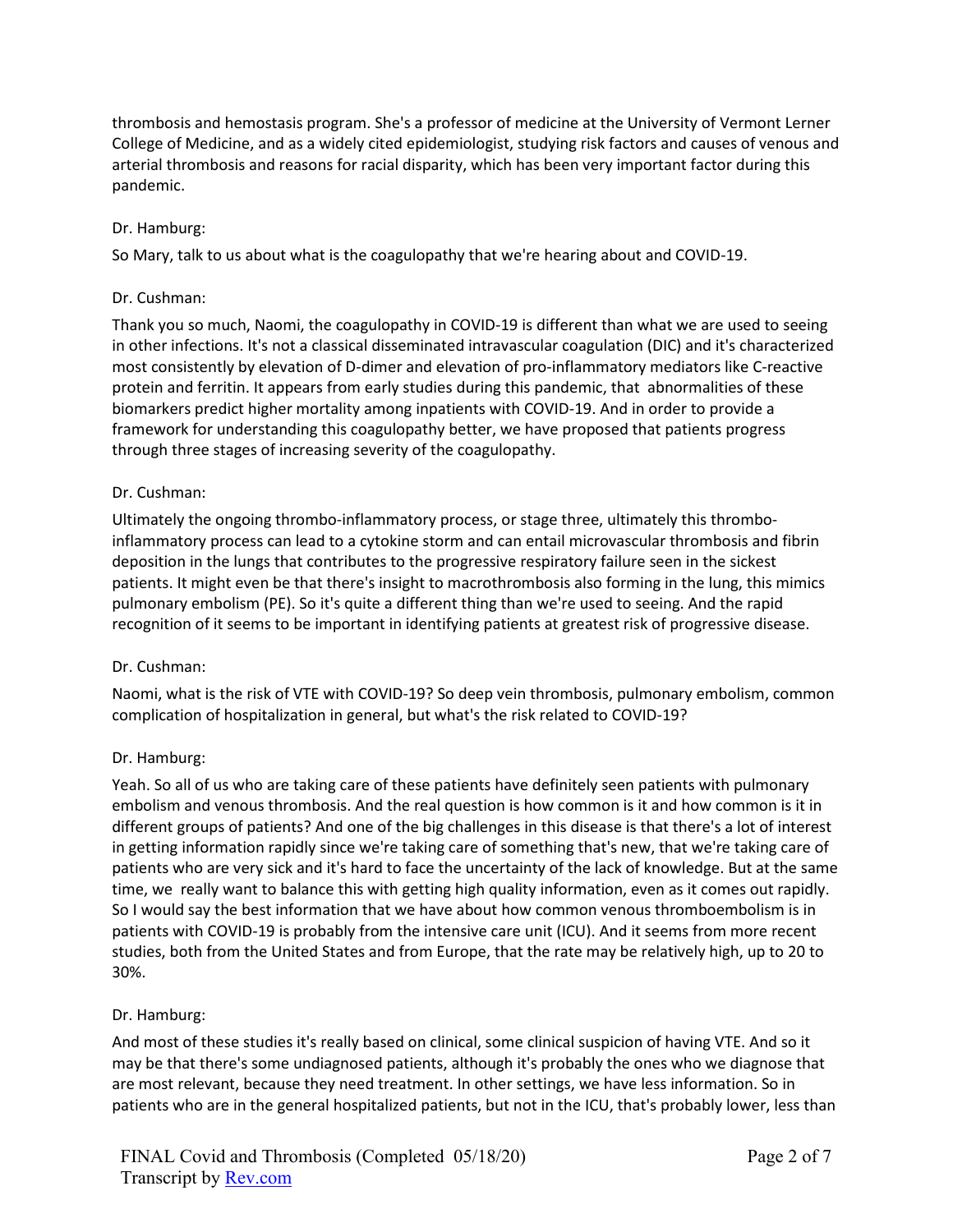thrombosis and hemostasis program. She's a professor of medicine at the University of Vermont Lerner College of Medicine, and as a widely cited epidemiologist, studying risk factors and causes of venous and arterial thrombosis and reasons for racial disparity, which has been very important factor during this pandemic.

Dr. Hamburg:

So Mary, talk to us about what is the coagulopathy that we're hearing about and COVID-19.

Dr. Cushman:

Thank you so much, Naomi, the coagulopathy in COVID-19 is different than what we are used to seeing in other infections. It's not a classical disseminated intravascular coagulation (DIC) and it's characterized most consistently by elevation of D-dimer and elevation of pro-inflammatory mediators like C-reactive protein and ferritin. It appears from early studies during this pandemic, that abnormalities of these biomarkers predict higher mortality among inpatients with COVID-19. And in order to provide a framework for understanding this coagulopathy better, we have proposed that patients progress through three stages of increasing severity of the coagulopathy.

Dr. Cushman:

Ultimately the ongoing thrombo-inflammatory process, or stage three, ultimately this thrombo-inflammatory process can lead to a cytokine storm and can entail microvascular thrombosis and fibrin deposition in the lungs that contributes to the progressive respiratory failure seen in the sickest patients. It might even be that there's insight to macrothrombosis also forming in the lung, this mimics pulmonary embolism (PE). So it's quite a different thing than we're used to seeing. And the rapid recognition of it seems to be important in identifying patients at greatest risk of progressive disease.

Dr. Cushman:

Naomi, what is the risk of VTE with COVID-19? So deep vein thrombosis, pulmonary embolism, common complication of hospitalization in general, but what's the risk related to COVID-19?

Dr. Hamburg:

Yeah. So all of us who are taking care of these patients have definitely seen patients with pulmonary embolism and venous thrombosis. And the real question is how common is it and how common is it in different groups of patients? And one of the big challenges in this disease is that there's a lot of interest in getting information rapidly since we're taking care of something that's new, that we're taking care of patients who are very sick and it's hard to face the uncertainty of the lack of knowledge. But at the same time, we really want to balance this with getting high quality information, even as it comes out rapidly. So I would say the best information that we have about how common venous thromboembolism is in patients with COVID-19 is probably from the intensive care unit (ICU). And it seems from more recent studies, both from the United States and from Europe, that the rate may be relatively high, up to 20 to 30%.

Dr. Hamburg:

And most of these studies it's really based on clinical, some clinical suspicion of having VTE. And so it may be that there's some undiagnosed patients, although it's probably the ones who we diagnose that are most relevant, because they need treatment. In other settings, we have less information. So in patients who are in the general hospitalized patients, but not in the ICU, that's probably lower, less than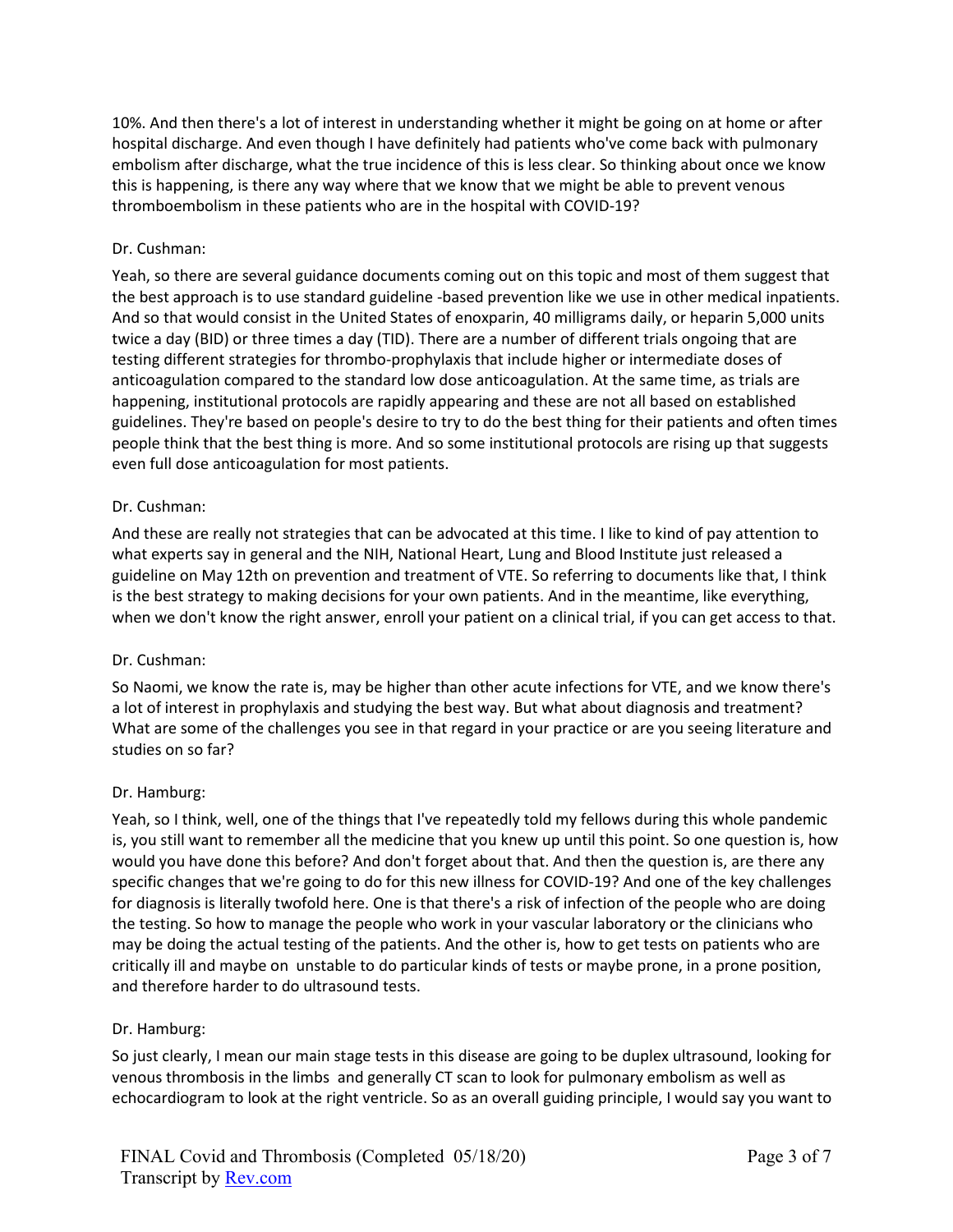10%. And then there's a lot of interest in understanding whether it might be going on at home or after hospital discharge. And even though I have definitely had patients who've come back with pulmonary embolism after discharge, what the true incidence of this is less clear. So thinking about once we know this is happening, is there any way where that we know that we might be able to prevent venous thromboembolism in these patients who are in the hospital with COVID-19?

Dr. Cushman:

Yeah, so there are several guidance documents coming out on this topic and most of them suggest that the best approach is to use standard guideline -based prevention like we use in other medical inpatients. And so that would consist in the United States of enoxparin, 40 milligrams daily, or heparin 5,000 units twice a day (BID) or three times a day (TID). There are a number of different trials ongoing that are testing different strategies for thrombo-prophylaxis that include higher or intermediate doses of anticoagulation compared to the standard low dose anticoagulation. At the same time, as trials are happening, institutional protocols are rapidly appearing and these are not all based on established guidelines. They're based on people's desire to try to do the best thing for their patients and often times people think that the best thing is more. And so some institutional protocols are rising up that suggests even full dose anticoagulation for most patients.

Dr. Cushman:

And these are really not strategies that can be advocated at this time. I like to kind of pay attention to what experts say in general and the NIH, National Heart, Lung and Blood Institute just released a guideline on May 12th on prevention and treatment of VTE. So referring to documents like that, I think is the best strategy to making decisions for your own patients. And in the meantime, like everything, when we don't know the right answer, enroll your patient on a clinical trial, if you can get access to that.

Dr. Cushman:

So Naomi, we know the rate is, may be higher than other acute infections for VTE, and we know there's a lot of interest in prophylaxis and studying the best way. But what about diagnosis and treatment? What are some of the challenges you see in that regard in your practice or are you seeing literature and studies on so far?

Dr. Hamburg:

Yeah, so I think, well, one of the things that I've repeatedly told my fellows during this whole pandemic is, you still want to remember all the medicine that you knew up until this point. So one question is, how would you have done this before? And don't forget about that. And then the question is, are there any specific changes that we're going to do for this new illness for COVID-19? And one of the key challenges for diagnosis is literally twofold here. One is that there's a risk of infection of the people who are doing the testing. So how to manage the people who work in your vascular laboratory or the clinicians who may be doing the actual testing of the patients. And the other is, how to get tests on patients who are critically ill and maybe on unstable to do particular kinds of tests or maybe prone, in a prone position, and therefore harder to do ultrasound tests.

Dr. Hamburg:

So just clearly, I mean our main stage tests in this disease are going to be duplex ultrasound, looking for venous thrombosis in the limbs and generally CT scan to look for pulmonary embolism as well as echocardiogram to look at the right ventricle. So as an overall guiding principle, I would say you want to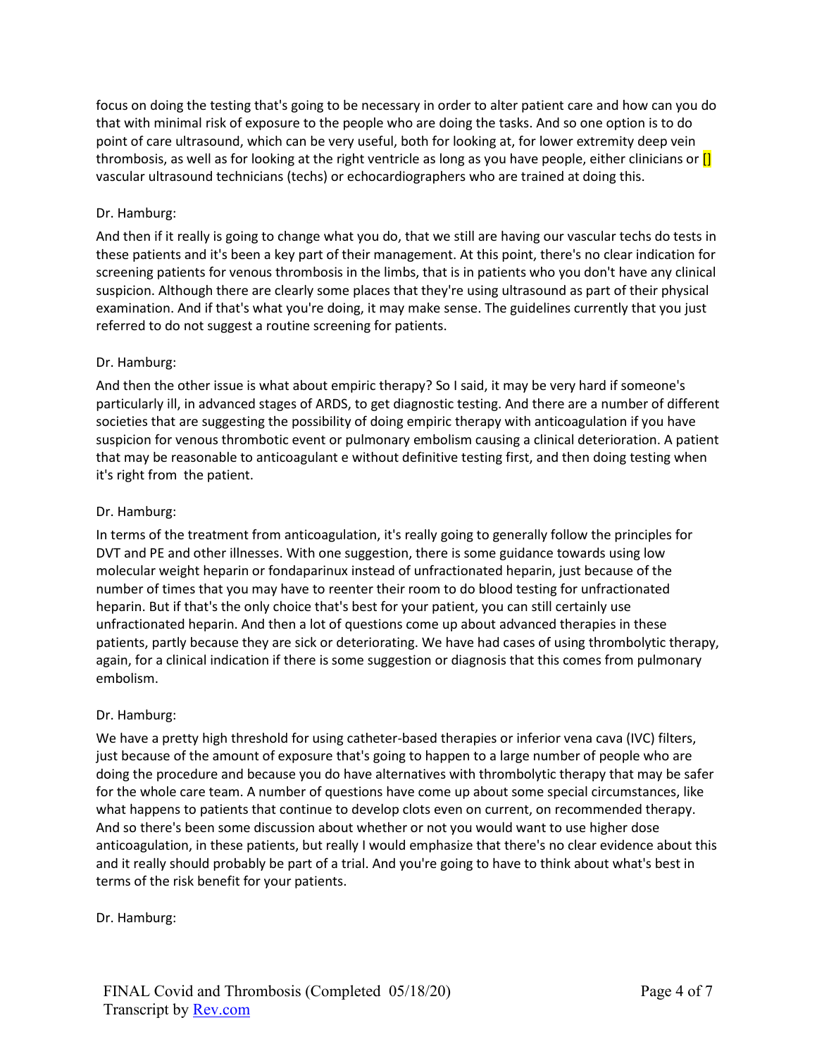focus on doing the testing that's going to be necessary in order to alter patient care and how can you do that with minimal risk of exposure to the people who are doing the tasks. And so one option is to do point of care ultrasound, which can be very useful, both for looking at, for lower extremity deep vein thrombosis, as well as for looking at the right ventricle as long as you have people, either clinicians or [] vascular ultrasound technicians (techs) or echocardiographers who are trained at doing this.

Dr. Hamburg:

And then if it really is going to change what you do, that we still are having our vascular techs do tests in these patients and it's been a key part of their management. At this point, there's no clear indication for screening patients for venous thrombosis in the limbs, that is in patients who you don't have any clinical suspicion. Although there are clearly some places that they're using ultrasound as part of their physical examination. And if that's what you're doing, it may make sense. The guidelines currently that you just referred to do not suggest a routine screening for patients.

Dr. Hamburg:

And then the other issue is what about empiric therapy? So I said, it may be very hard if someone's particularly ill, in advanced stages of ARDS, to get diagnostic testing. And there are a number of different societies that are suggesting the possibility of doing empiric therapy with anticoagulation if you have suspicion for venous thrombotic event or pulmonary embolism causing a clinical deterioration. A patient that may be reasonable to anticoagulant e without definitive testing first, and then doing testing when it's right from the patient.

Dr. Hamburg:

In terms of the treatment from anticoagulation, it's really going to generally follow the principles for DVT and PE and other illnesses. With one suggestion, there is some guidance towards using low molecular weight heparin or fondaparinux instead of unfractionated heparin, just because of the number of times that you may have to reenter their room to do blood testing for unfractionated heparin. But if that's the only choice that's best for your patient, you can still certainly use unfractionated heparin. And then a lot of questions come up about advanced therapies in these patients, partly because they are sick or deteriorating. We have had cases of using thrombolytic therapy, again, for a clinical indication if there is some suggestion or diagnosis that this comes from pulmonary embolism.

Dr. Hamburg:

We have a pretty high threshold for using catheter-based therapies or inferior vena cava (IVC) filters, just because of the amount of exposure that's going to happen to a large number of people who are doing the procedure and because you do have alternatives with thrombolytic therapy that may be safer for the whole care team. A number of questions have come up about some special circumstances, like what happens to patients that continue to develop clots even on current, on recommended therapy. And so there's been some discussion about whether or not you would want to use higher dose anticoagulation, in these patients, but really I would emphasize that there's no clear evidence about this and it really should probably be part of a trial. And you're going to have to think about what's best in terms of the risk benefit for your patients.

Dr. Hamburg: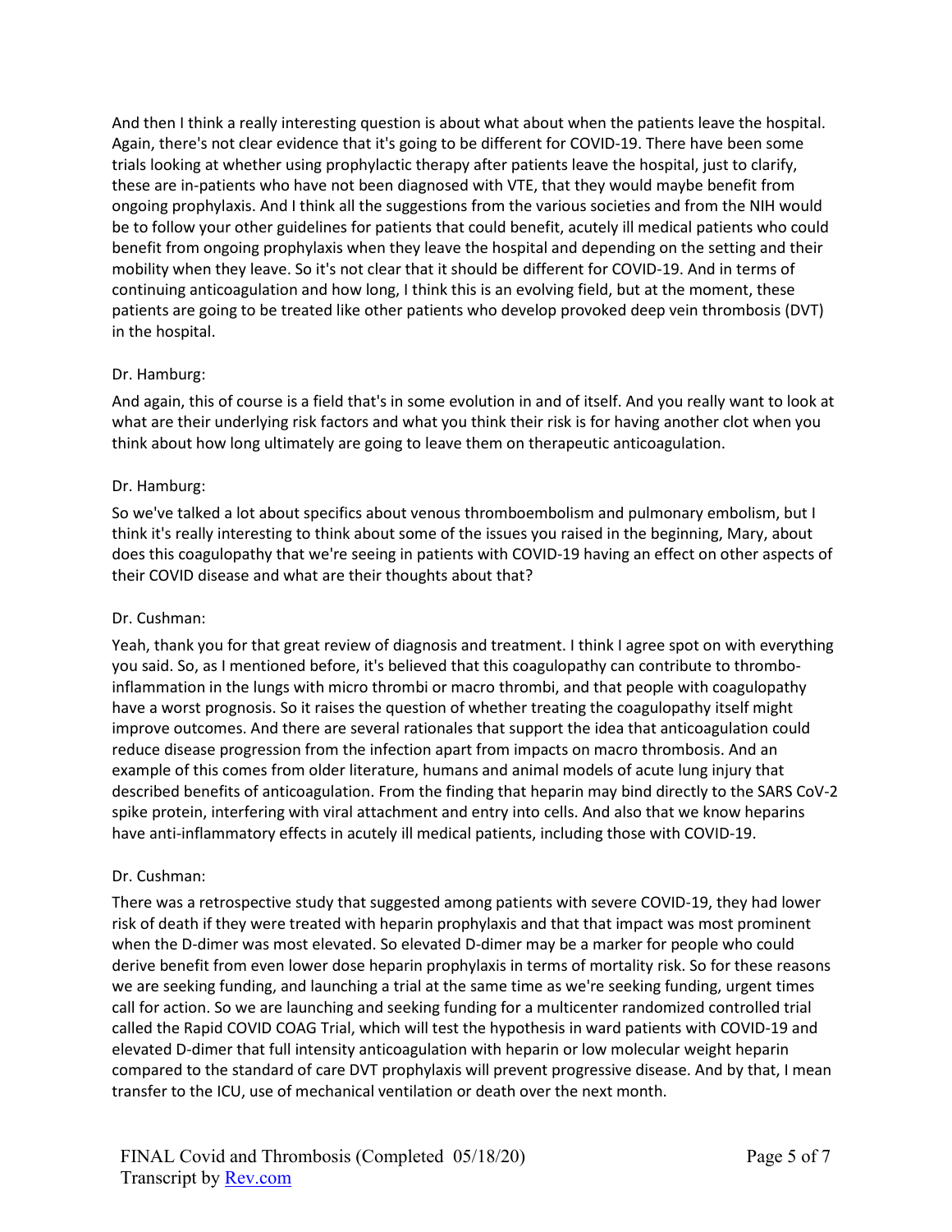And then I think a really interesting question is about what about when the patients leave the hospital. Again, there's not clear evidence that it's going to be different for COVID-19. There have been some trials looking at whether using prophylactic therapy after patients leave the hospital, just to clarify, these are in-patients who have not been diagnosed with VTE, that they would maybe benefit from ongoing prophylaxis. And I think all the suggestions from the various societies and from the NIH would be to follow your other guidelines for patients that could benefit, acutely ill medical patients who could benefit from ongoing prophylaxis when they leave the hospital and depending on the setting and their mobility when they leave. So it's not clear that it should be different for COVID-19. And in terms of continuing anticoagulation and how long, I think this is an evolving field, but at the moment, these patients are going to be treated like other patients who develop provoked deep vein thrombosis (DVT) in the hospital.

Dr. Hamburg:

And again, this of course is a field that's in some evolution in and of itself. And you really want to look at what are their underlying risk factors and what you think their risk is for having another clot when you think about how long ultimately are going to leave them on therapeutic anticoagulation.

Dr. Hamburg:

So we've talked a lot about specifics about venous thromboembolism and pulmonary embolism, but I think it's really interesting to think about some of the issues you raised in the beginning, Mary, about does this coagulopathy that we're seeing in patients with COVID-19 having an effect on other aspects of their COVID disease and what are their thoughts about that?

Dr. Cushman:

Yeah, thank you for that great review of diagnosis and treatment. I think I agree spot on with everything you said. So, as I mentioned before, it's believed that this coagulopathy can contribute to thrombo-inflammation in the lungs with micro thrombi or macro thrombi, and that people with coagulopathy have a worst prognosis. So it raises the question of whether treating the coagulopathy itself might improve outcomes. And there are several rationales that support the idea that anticoagulation could reduce disease progression from the infection apart from impacts on macro thrombosis. And an example of this comes from older literature, humans and animal models of acute lung injury that described benefits of anticoagulation. From the finding that heparin may bind directly to the SARS CoV-2 spike protein, interfering with viral attachment and entry into cells. And also that we know heparins have anti-inflammatory effects in acutely ill medical patients, including those with COVID-19.

Dr. Cushman:

There was a retrospective study that suggested among patients with severe COVID-19, they had lower risk of death if they were treated with heparin prophylaxis and that that impact was most prominent when the D-dimer was most elevated. So elevated D-dimer may be a marker for people who could derive benefit from even lower dose heparin prophylaxis in terms of mortality risk. So for these reasons we are seeking funding, and launching a trial at the same time as we're seeking funding, urgent times call for action. So we are launching and seeking funding for a multicenter randomized controlled trial called the Rapid COVID COAG Trial, which will test the hypothesis in ward patients with COVID-19 and elevated D-dimer that full intensity anticoagulation with heparin or low molecular weight heparin compared to the standard of care DVT prophylaxis will prevent progressive disease. And by that, I mean transfer to the ICU, use of mechanical ventilation or death over the next month.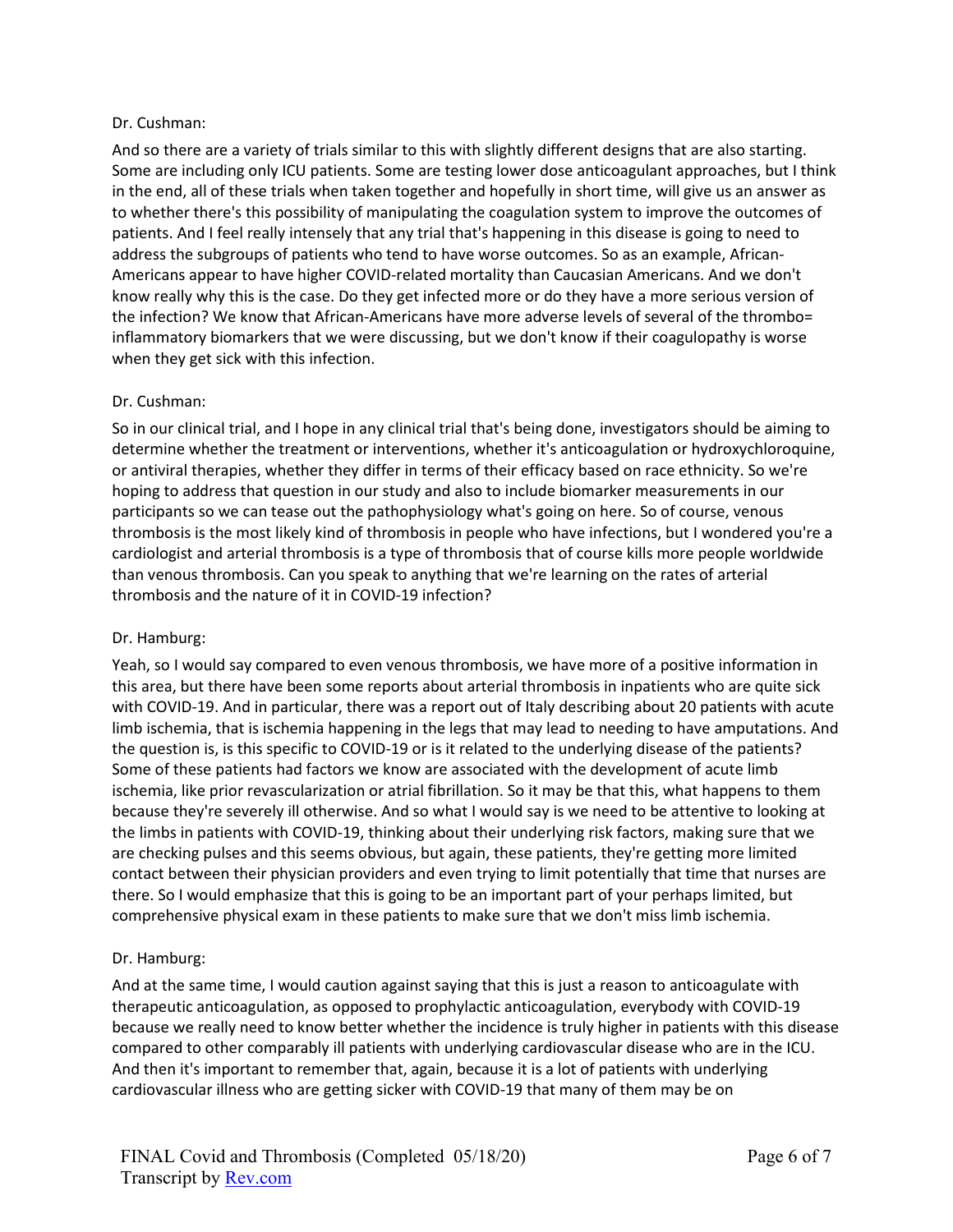Dr. Cushman:

And so there are a variety of trials similar to this with slightly different designs that are also starting. Some are including only ICU patients. Some are testing lower dose anticoagulant approaches, but I think in the end, all of these trials when taken together and hopefully in short time, will give us an answer as to whether there's this possibility of manipulating the coagulation system to improve the outcomes of patients. And I feel really intensely that any trial that's happening in this disease is going to need to address the subgroups of patients who tend to have worse outcomes. So as an example, African-Americans appear to have higher COVID-related mortality than Caucasian Americans. And we don't know really why this is the case. Do they get infected more or do they have a more serious version of the infection? We know that African-Americans have more adverse levels of several of the thrombo= inflammatory biomarkers that we were discussing, but we don't know if their coagulopathy is worse when they get sick with this infection.

Dr. Cushman:

So in our clinical trial, and I hope in any clinical trial that's being done, investigators should be aiming to determine whether the treatment or interventions, whether it's anticoagulation or hydroxychloroquine, or antiviral therapies, whether they differ in terms of their efficacy based on race ethnicity. So we're hoping to address that question in our study and also to include biomarker measurements in our participants so we can tease out the pathophysiology what's going on here. So of course, venous thrombosis is the most likely kind of thrombosis in people who have infections, but I wondered you're a cardiologist and arterial thrombosis is a type of thrombosis that of course kills more people worldwide than venous thrombosis. Can you speak to anything that we're learning on the rates of arterial thrombosis and the nature of it in COVID-19 infection?

Dr. Hamburg:

Yeah, so I would say compared to even venous thrombosis, we have more of a positive information in this area, but there have been some reports about arterial thrombosis in inpatients who are quite sick with COVID-19. And in particular, there was a report out of Italy describing about 20 patients with acute limb ischemia, that is ischemia happening in the legs that may lead to needing to have amputations. And the question is, is this specific to COVID-19 or is it related to the underlying disease of the patients? Some of these patients had factors we know are associated with the development of acute limb ischemia, like prior revascularization or atrial fibrillation. So it may be that this, what happens to them because they're severely ill otherwise. And so what I would say is we need to be attentive to looking at the limbs in patients with COVID-19, thinking about their underlying risk factors, making sure that we are checking pulses and this seems obvious, but again, these patients, they're getting more limited contact between their physician providers and even trying to limit potentially that time that nurses are there. So I would emphasize that this is going to be an important part of your perhaps limited, but comprehensive physical exam in these patients to make sure that we don't miss limb ischemia.

Dr. Hamburg:

And at the same time, I would caution against saying that this is just a reason to anticoagulate with therapeutic anticoagulation, as opposed to prophylactic anticoagulation, everybody with COVID-19 because we really need to know better whether the incidence is truly higher in patients with this disease compared to other comparably ill patients with underlying cardiovascular disease who are in the ICU. And then it's important to remember that, again, because it is a lot of patients with underlying cardiovascular illness who are getting sicker with COVID-19 that many of them may be on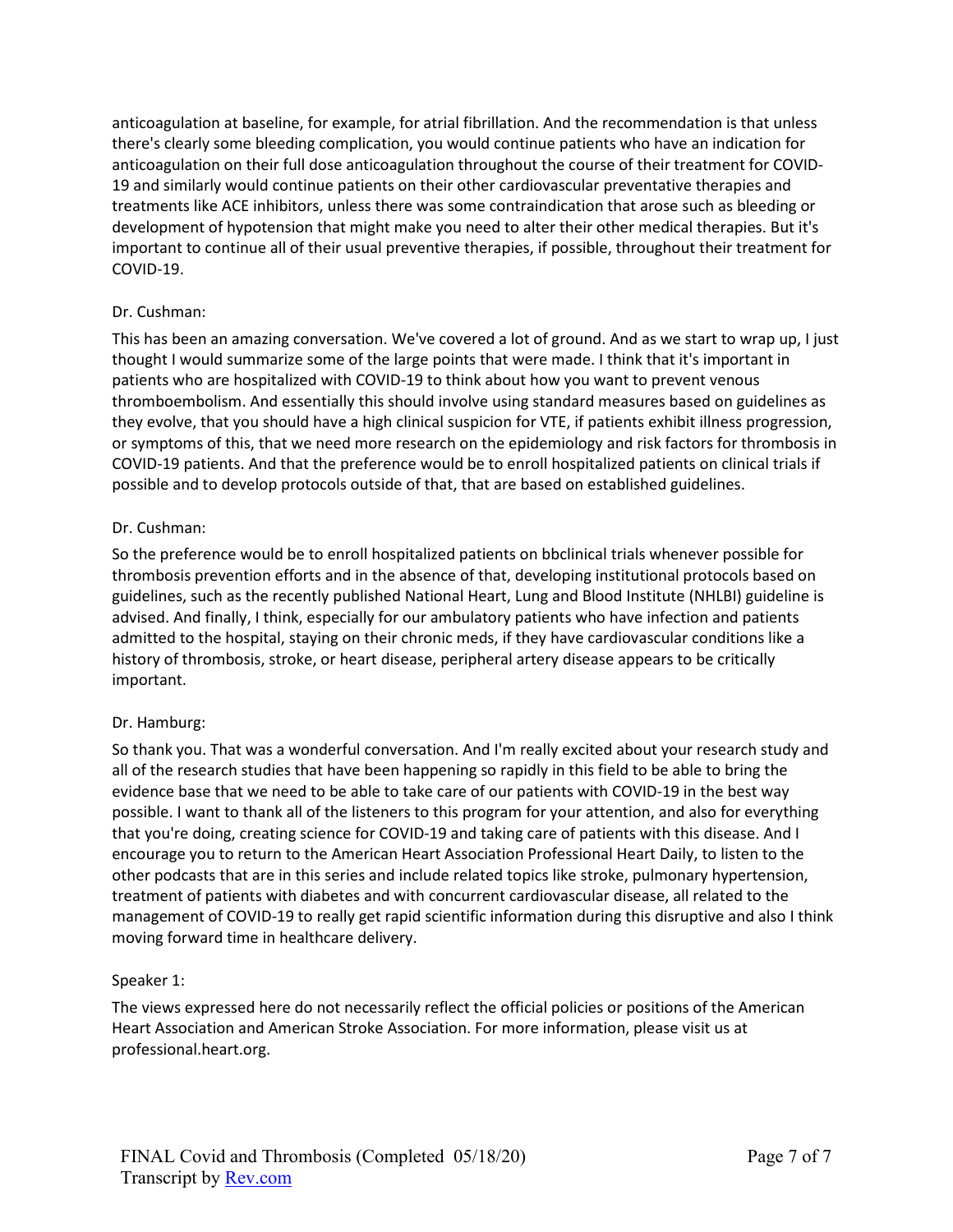anticoagulation at baseline, for example, for atrial fibrillation. And the recommendation is that unless there's clearly some bleeding complication, you would continue patients who have an indication for anticoagulation on their full dose anticoagulation throughout the course of their treatment for COVID-19 and similarly would continue patients on their other cardiovascular preventative therapies and treatments like ACE inhibitors, unless there was some contraindication that arose such as bleeding or development of hypotension that might make you need to alter their other medical therapies. But it's important to continue all of their usual preventive therapies, if possible, throughout their treatment for COVID-19.

Dr. Cushman:

This has been an amazing conversation. We've covered a lot of ground. And as we start to wrap up, I just thought I would summarize some of the large points that were made. I think that it's important in patients who are hospitalized with COVID-19 to think about how you want to prevent venous thromboembolism. And essentially this should involve using standard measures based on guidelines as they evolve, that you should have a high clinical suspicion for VTE, if patients exhibit illness progression, or symptoms of this, that we need more research on the epidemiology and risk factors for thrombosis in COVID-19 patients. And that the preference would be to enroll hospitalized patients on clinical trials if possible and to develop protocols outside of that, that are based on established guidelines.

Dr. Cushman:

So the preference would be to enroll hospitalized patients on bbclinical trials whenever possible for thrombosis prevention efforts and in the absence of that, developing institutional protocols based on guidelines, such as the recently published National Heart, Lung and Blood Institute (NHLBI) guideline is advised. And finally, I think, especially for our ambulatory patients who have infection and patients admitted to the hospital, staying on their chronic meds, if they have cardiovascular conditions like a history of thrombosis, stroke, or heart disease, peripheral artery disease appears to be critically important.

Dr. Hamburg:

So thank you. That was a wonderful conversation. And I'm really excited about your research study and all of the research studies that have been happening so rapidly in this field to be able to bring the evidence base that we need to be able to take care of our patients with COVID-19 in the best way possible. I want to thank all of the listeners to this program for your attention, and also for everything that you're doing, creating science for COVID-19 and taking care of patients with this disease. And I encourage you to return to the American Heart Association Professional Heart Daily, to listen to the other podcasts that are in this series and include related topics like stroke, pulmonary hypertension, treatment of patients with diabetes and with concurrent cardiovascular disease, all related to the management of COVID-19 to really get rapid scientific information during this disruptive and also I think moving forward time in healthcare delivery.

Speaker 1:

The views expressed here do not necessarily reflect the official policies or positions of the American Heart Association and American Stroke Association. For more information, please visit us at professional.heart.org.